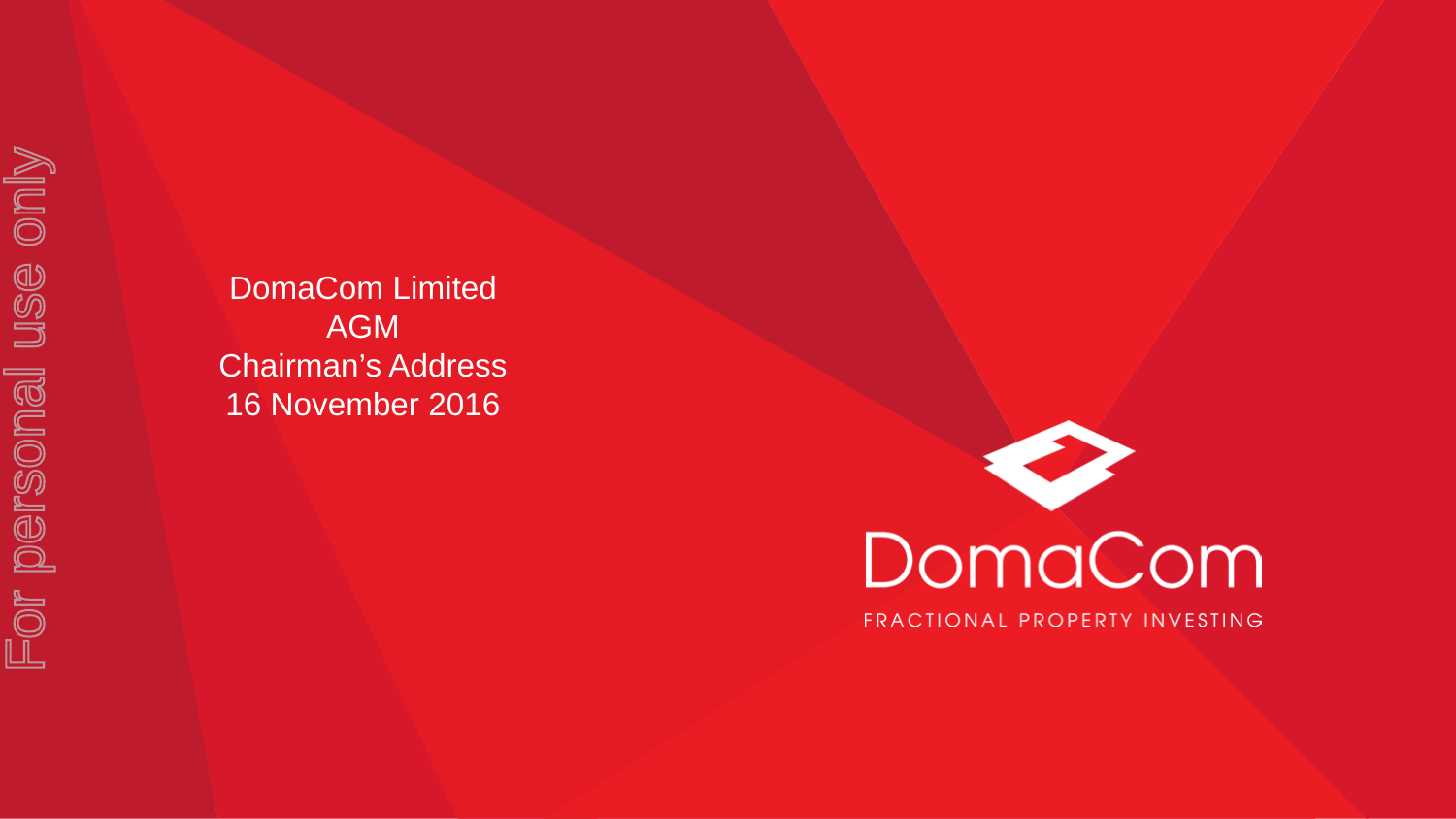DomaCom Limited

AGM

Chairman's Address

16 November 2016

DomaCom

FRACTIONAL PROPERTY INVESTING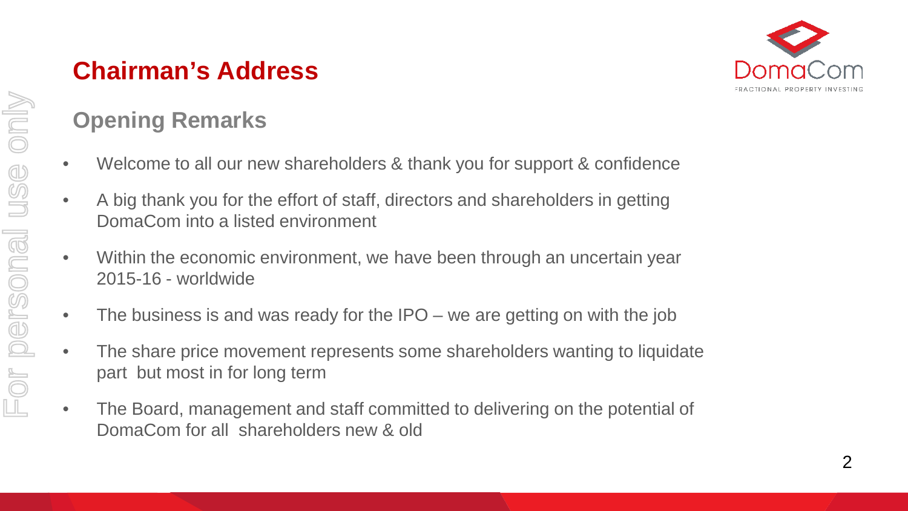# Chairman's Address

## Opening Remarks

- Welcome to all our new shareholders & thank you for support & confidence
- A big thank you for the effort of staff, directors and shareholders in getting DomaCom into a listed environment
- Within the economic environment, we have been through an uncertain year 2015-16 - worldwide
- The business is and was ready for the IPO – we are getting on with the job
- The share price movement represents some shareholders wanting to liquidate part but most in for long term
- The Board, management and staff committed to delivering on the potential of DomaCom for all shareholders new & old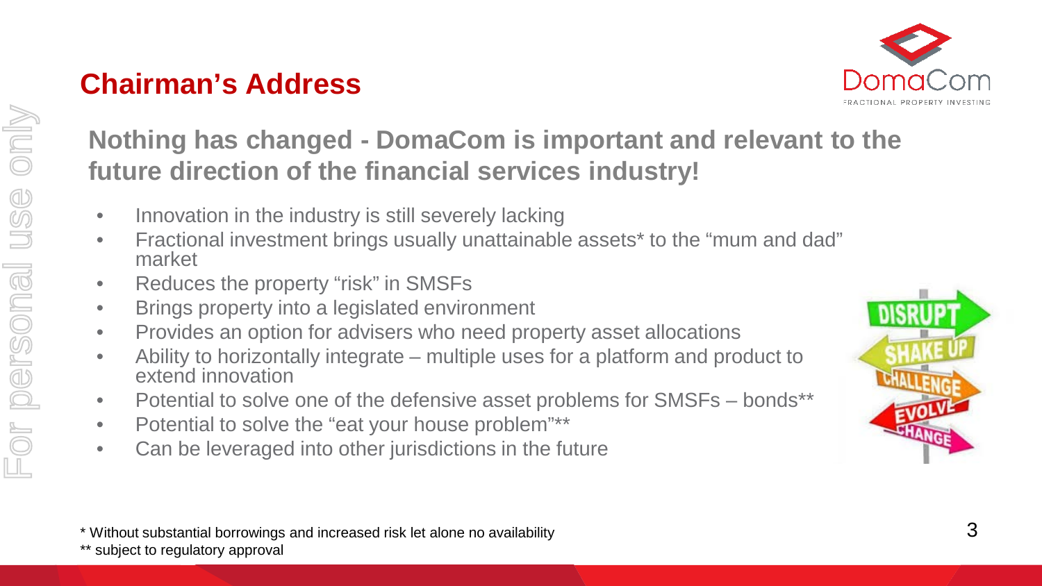# Chairman's Address

## Nothing has changed - DomaCom is important and relevant to the future direction of the financial services industry!

- Innovation in the industry is still severely lacking
- Fractional investment brings usually unattainable assets* to the "mum and dad" market
- Reduces the property "risk" in SMSFs
- Brings property into a legislated environment
- Provides an option for advisers who need property asset allocations
- Ability to horizontally integrate – multiple uses for a platform and product to extend innovation
- Potential to solve one of the defensive asset problems for SMSFs – bonds**
- Potential to solve the "eat your house problem"**
- Can be leveraged into other jurisdictions in the future

\* Without substantial borrowings and increased risk let alone no availability

** subject to regulatory approval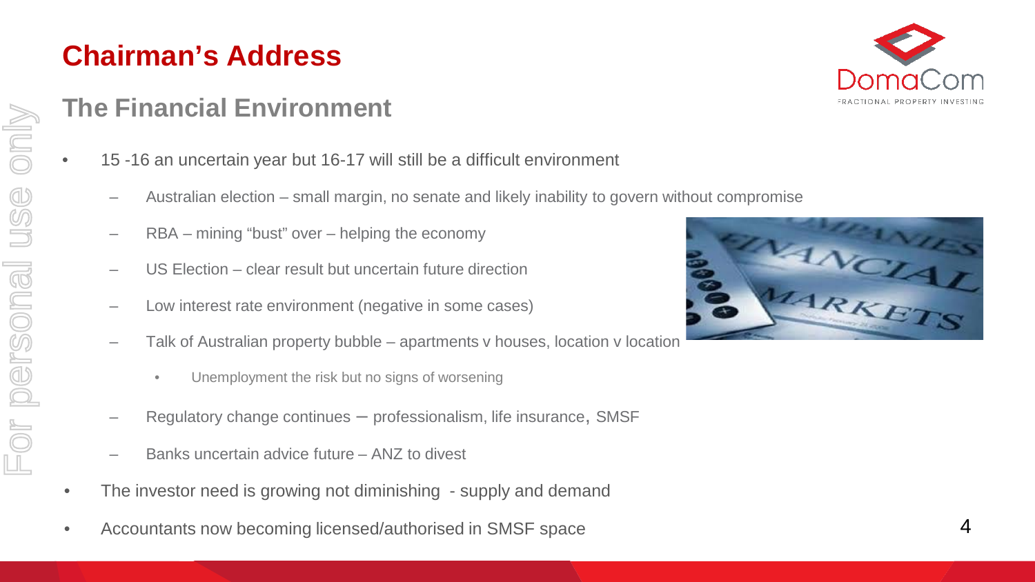# Chairman's Address

## The Financial Environment

- 15 -16 an uncertain year but 16-17 will still be a difficult environment
  - Australian election – small margin, no senate and likely inability to govern without compromise
  - RBA – mining "bust" over – helping the economy
  - US Election – clear result but uncertain future direction
  - Low interest rate environment (negative in some cases)
  - Talk of Australian property bubble – apartments v houses, location v location
    - Unemployment the risk but no signs of worsening
  - Regulatory change continues – professionalism, life insurance, SMSF
  - Banks uncertain advice future – ANZ to divest
- The investor need is growing not diminishing - supply and demand
- Accountants now becoming licensed/authorised in SMSF space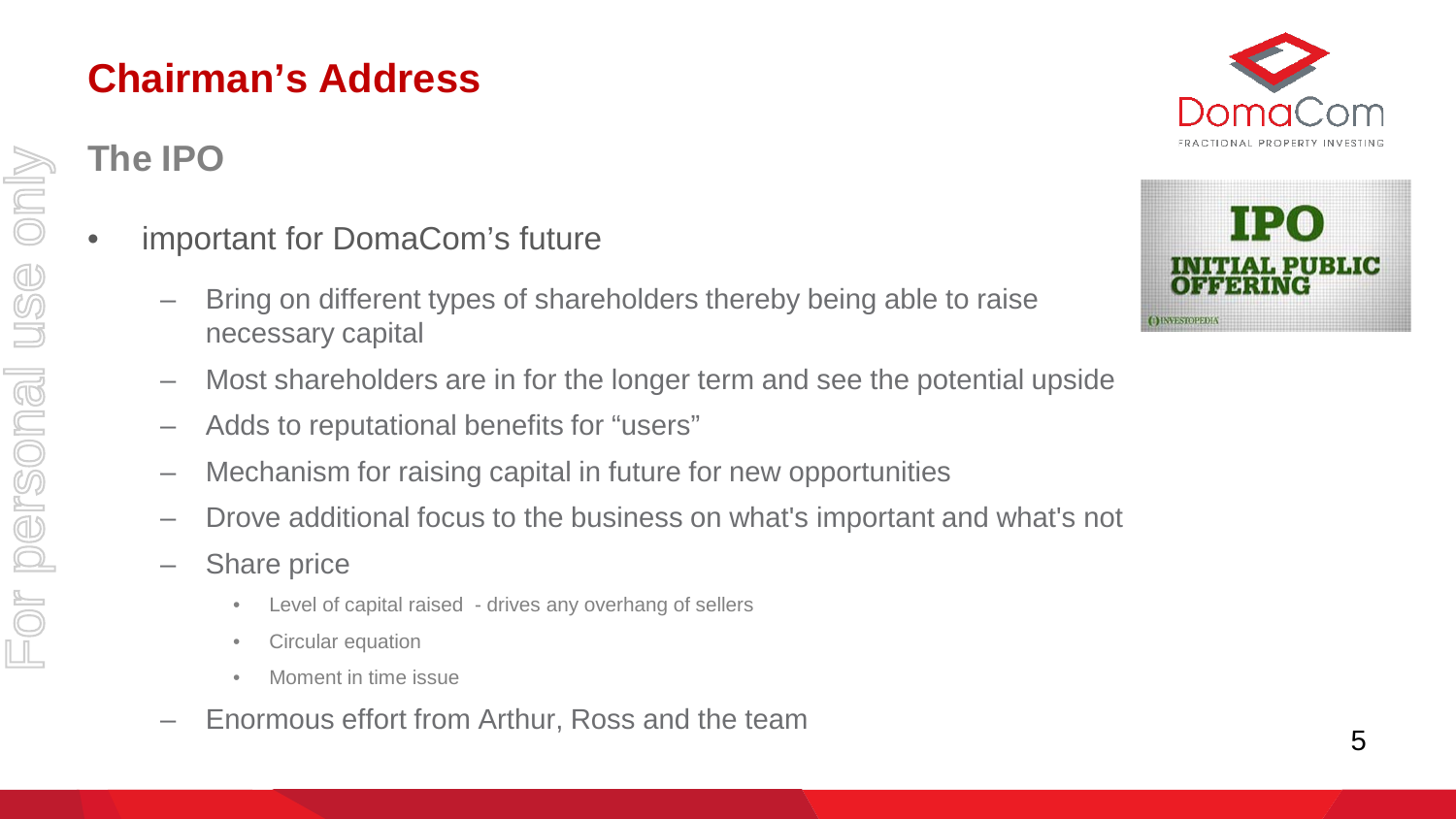# Chairman's Address

## The IPO

- important for DomaCom's future
  - Bring on different types of shareholders thereby being able to raise necessary capital
  - Most shareholders are in for the longer term and see the potential upside
  - Adds to reputational benefits for "users"
  - Mechanism for raising capital in future for new opportunities
  - Drove additional focus to the business on what's important and what's not
  - Share price
    - Level of capital raised - drives any overhang of sellers
    - Circular equation
    - Moment in time issue
  - Enormous effort from Arthur, Ross and the team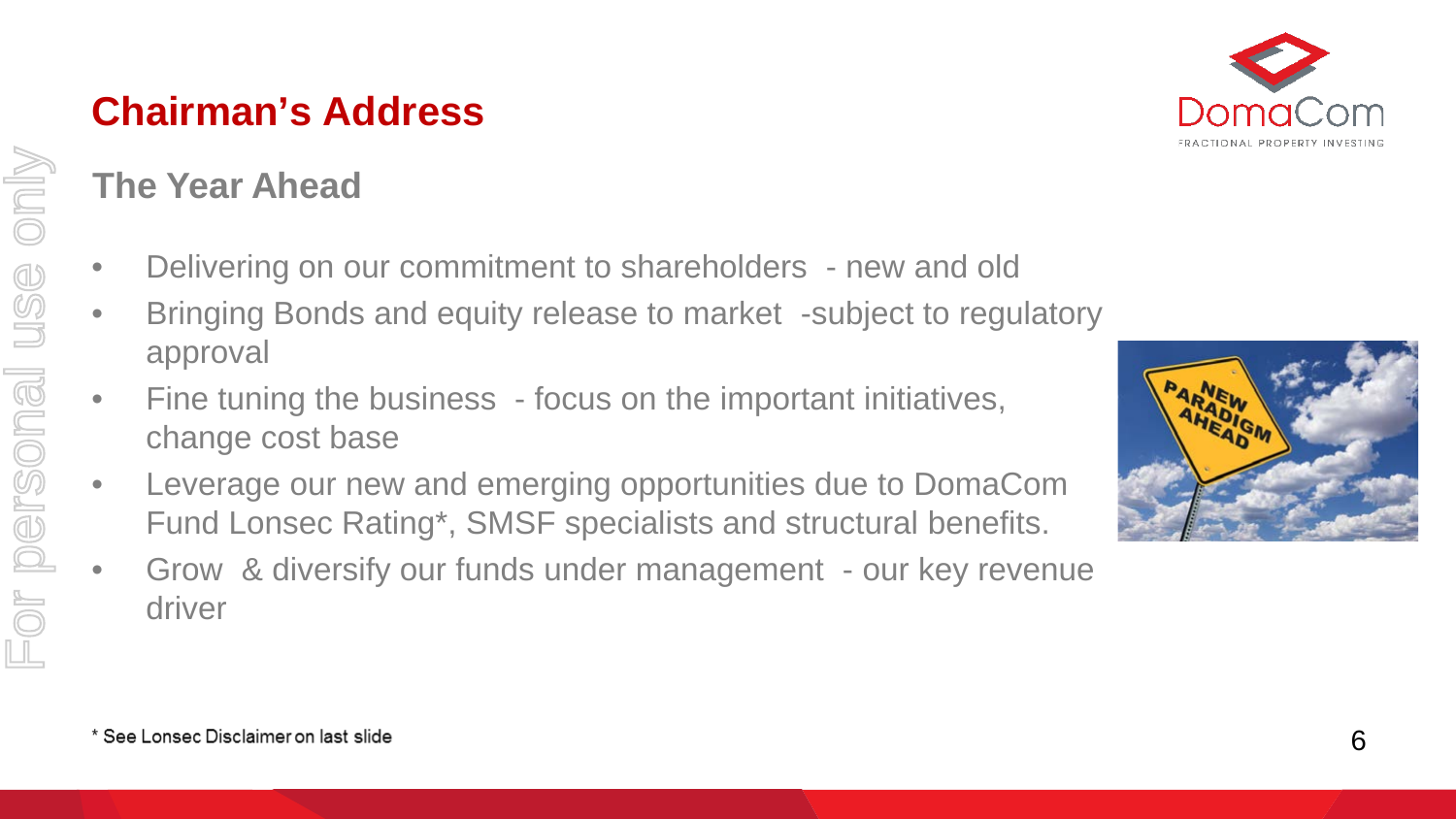# Chairman's Address

## The Year Ahead

- Delivering on our commitment to shareholders - new and old
- Bringing Bonds and equity release to market -subject to regulatory approval
- Fine tuning the business - focus on the important initiatives, change cost base
- Leverage our new and emerging opportunities due to DomaCom Fund Lonsec Rating*, SMSF specialists and structural benefits.
- Grow & diversify our funds under management - our key revenue driver

* See Lonsec Disclaimer on last slide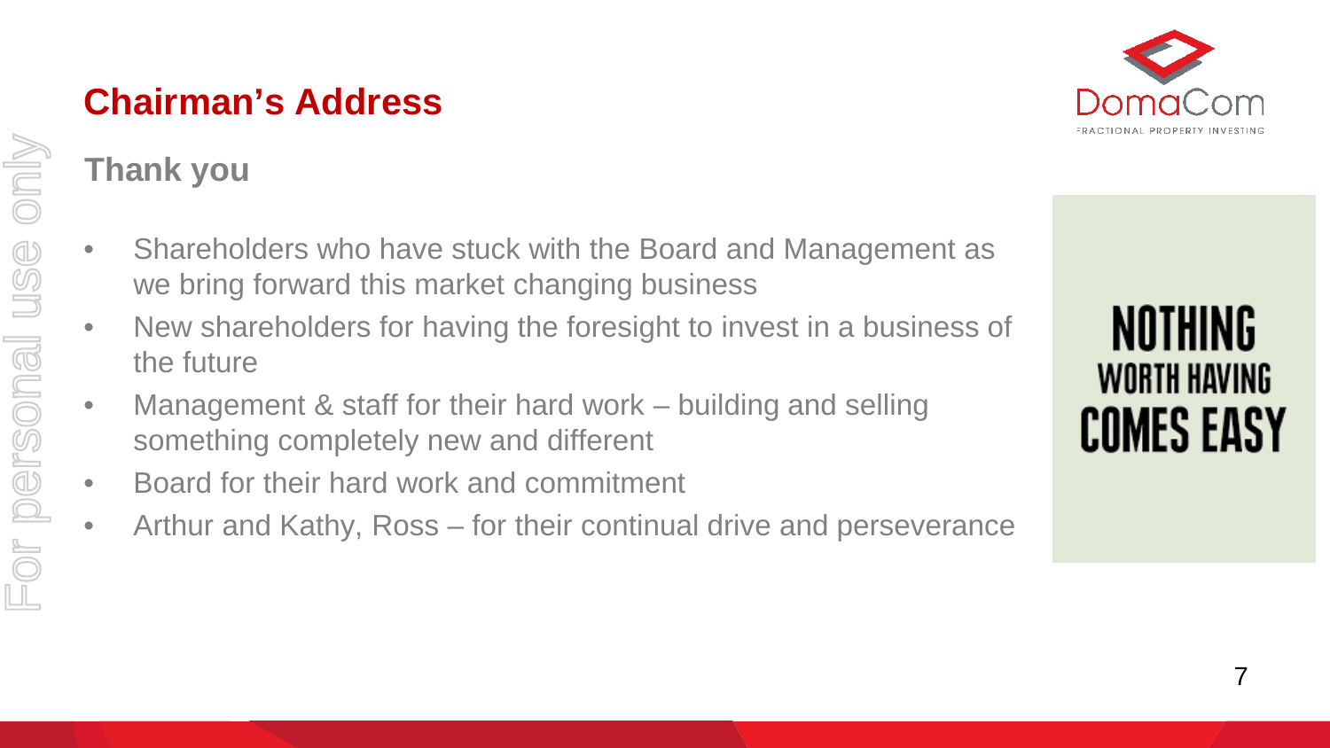# Chairman's Address

## Thank you

- Shareholders who have stuck with the Board and Management as we bring forward this market changing business
- New shareholders for having the foresight to invest in a business of the future
- Management & staff for their hard work – building and selling something completely new and different
- Board for their hard work and commitment
- Arthur and Kathy, Ross – for their continual drive and perseverance

NOTHING WORTH HAVING COMES EASY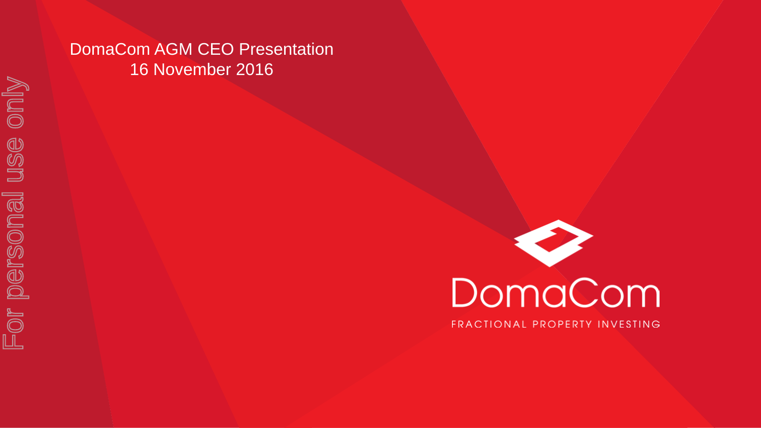# DomaCom AGM CEO Presentation

16 November 2016

DomaCom

FRACTIONAL PROPERTY INVESTING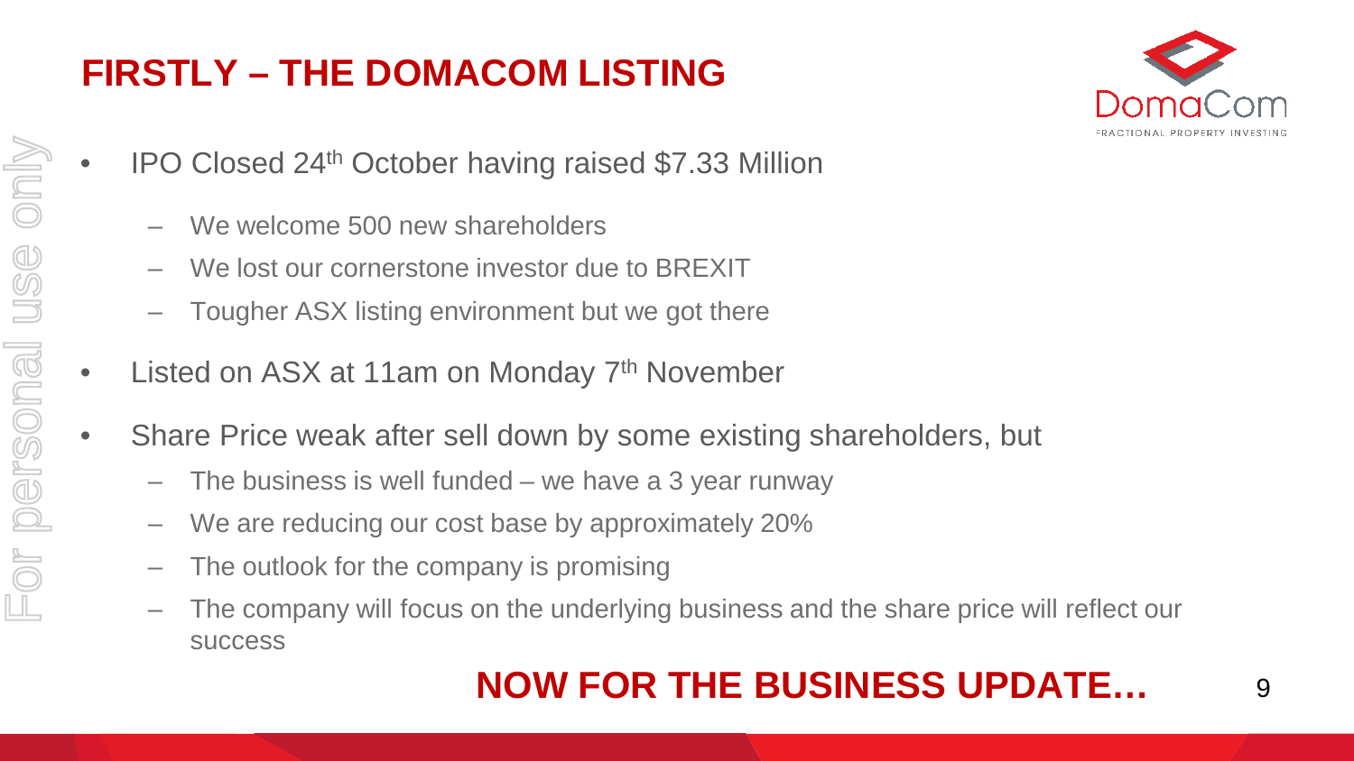# FIRSTLY – THE DOMACOM LISTING

- IPO Closed 24th October having raised $7.33 Million
  - We welcome 500 new shareholders
  - We lost our cornerstone investor due to BREXIT
  - Tougher ASX listing environment but we got there
- Listed on ASX at 11am on Monday 7th November
- Share Price weak after sell down by some existing shareholders, but
  - The business is well funded – we have a 3 year runway
  - We are reducing our cost base by approximately 20%
  - The outlook for the company is promising
  - The company will focus on the underlying business and the share price will reflect our success

**NOW FOR THE BUSINESS UPDATE…**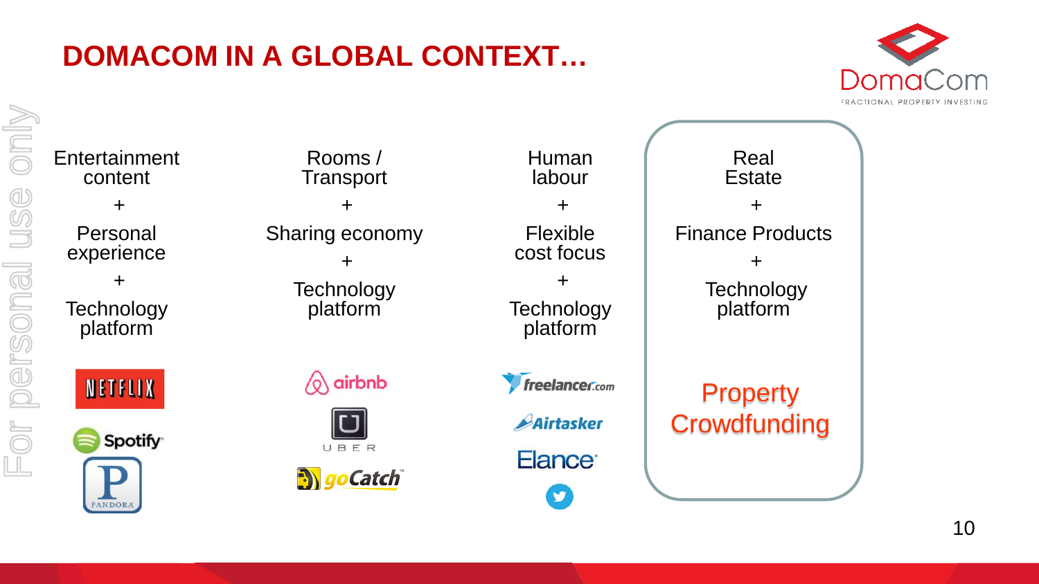# DOMACOM IN A GLOBAL CONTEXT…

| Entertainment content + Personal experience + Technology platform | Rooms / Transport + Sharing economy + Technology platform | Human labour + Flexible cost focus + Technology platform | Real Estate + Finance Products + Technology platform |
|---|---|---|---|
| Netflix, Spotify, Pandora | airbnb, Uber, goCatch | freelancer.com, Airtasker, Elance, Twitter | Property Crowdfunding |

For personal use only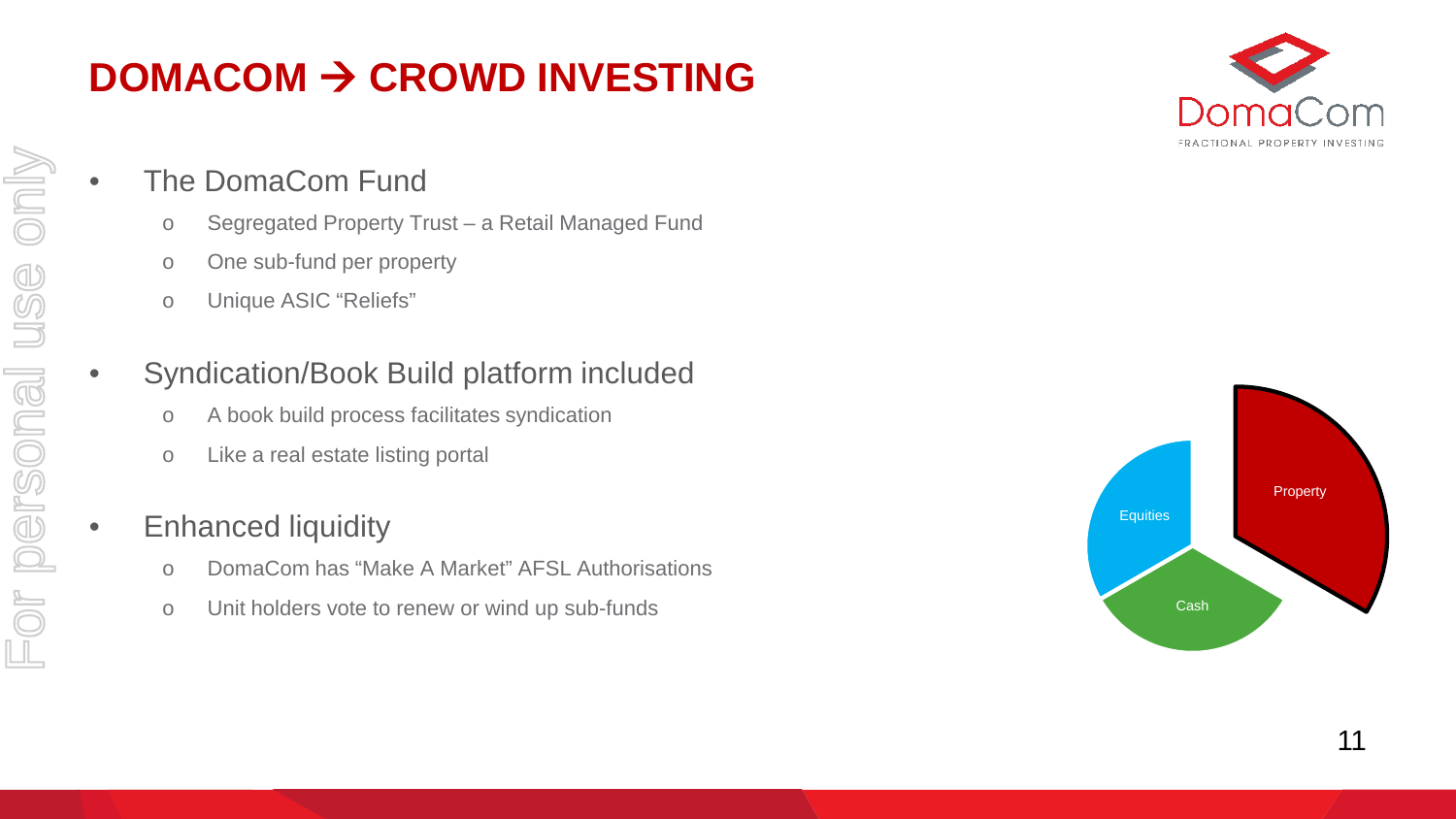# DOMACOM → CROWD INVESTING

- The DomaCom Fund
  - Segregated Property Trust – a Retail Managed Fund
  - One sub-fund per property
  - Unique ASIC "Reliefs"
- Syndication/Book Build platform included
  - A book build process facilitates syndication
  - Like a real estate listing portal
- Enhanced liquidity
  - DomaCom has "Make A Market" AFSL Authorisations
  - Unit holders vote to renew or wind up sub-funds

Property

Equities

Cash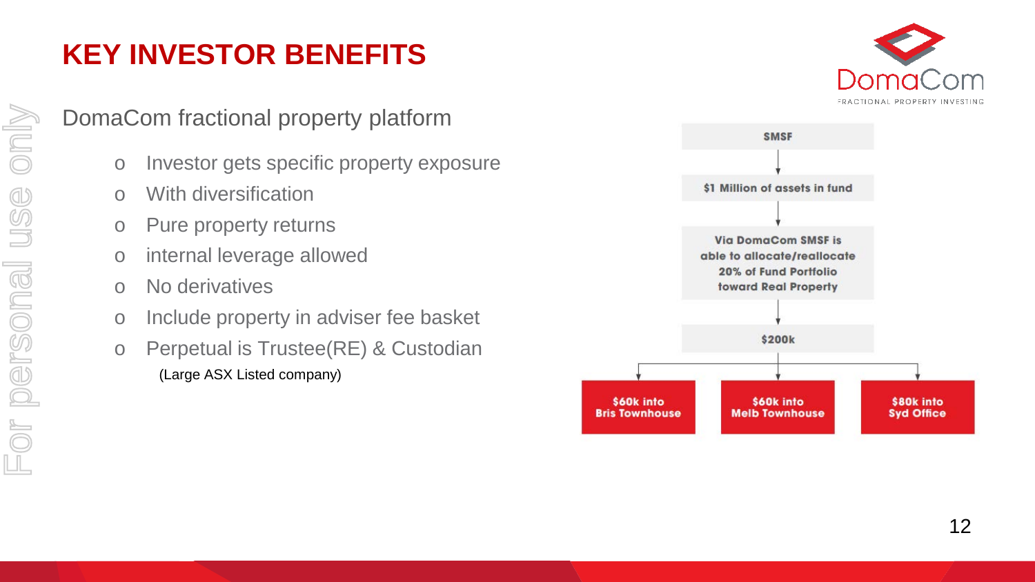# KEY INVESTOR BENEFITS

DomaCom fractional property platform

- Investor gets specific property exposure
- With diversification
- Pure property returns
- internal leverage allowed
- No derivatives
- Include property in adviser fee basket
- Perpetual is Trustee(RE) & Custodian
  (Large ASX Listed company)

SMSF

$1 Million of assets in fund

Via DomaCom SMSF is able to allocate/reallocate 20% of Fund Portfolio toward Real Property

$200k

- $60k into Bris Townhouse
- $60k into Melb Townhouse
- $80k into Syd Office

For personal use only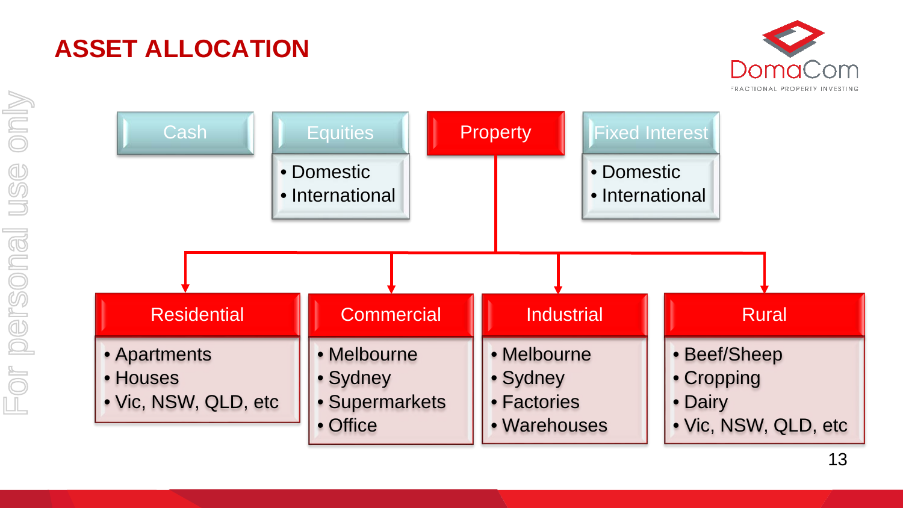# ASSET ALLOCATION

DomaCom
FRACTIONAL PROPERTY INVESTING

For personal use only

**Cash**

**Equities**
- Domestic
- International

**Property**

**Fixed Interest**
- Domestic
- International

**Residential**
- Apartments
- Houses
- Vic, NSW, QLD, etc

**Commercial**
- Melbourne
- Sydney
- Supermarkets
- Office

**Industrial**
- Melbourne
- Sydney
- Factories
- Warehouses

**Rural**
- Beef/Sheep
- Cropping
- Dairy
- Vic, NSW, QLD, etc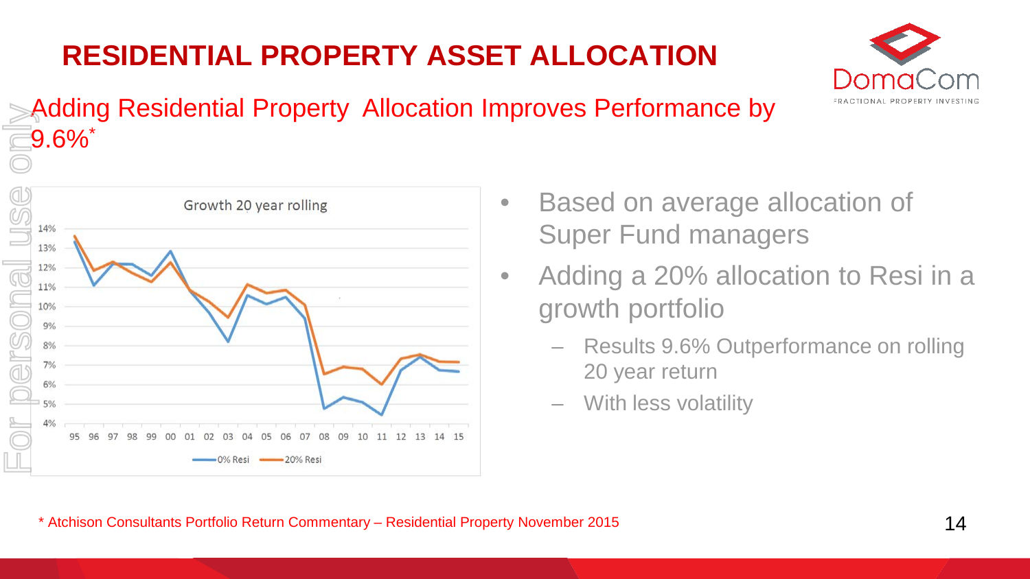# RESIDENTIAL PROPERTY ASSET ALLOCATION

## Adding Residential Property Allocation Improves Performance by 9.6%*

- Based on average allocation of Super Fund managers
- Adding a 20% allocation to Resi in a growth portfolio
  - Results 9.6% Outperformance on rolling 20 year return
  - With less volatility

\* Atchison Consultants Portfolio Return Commentary – Residential Property November 2015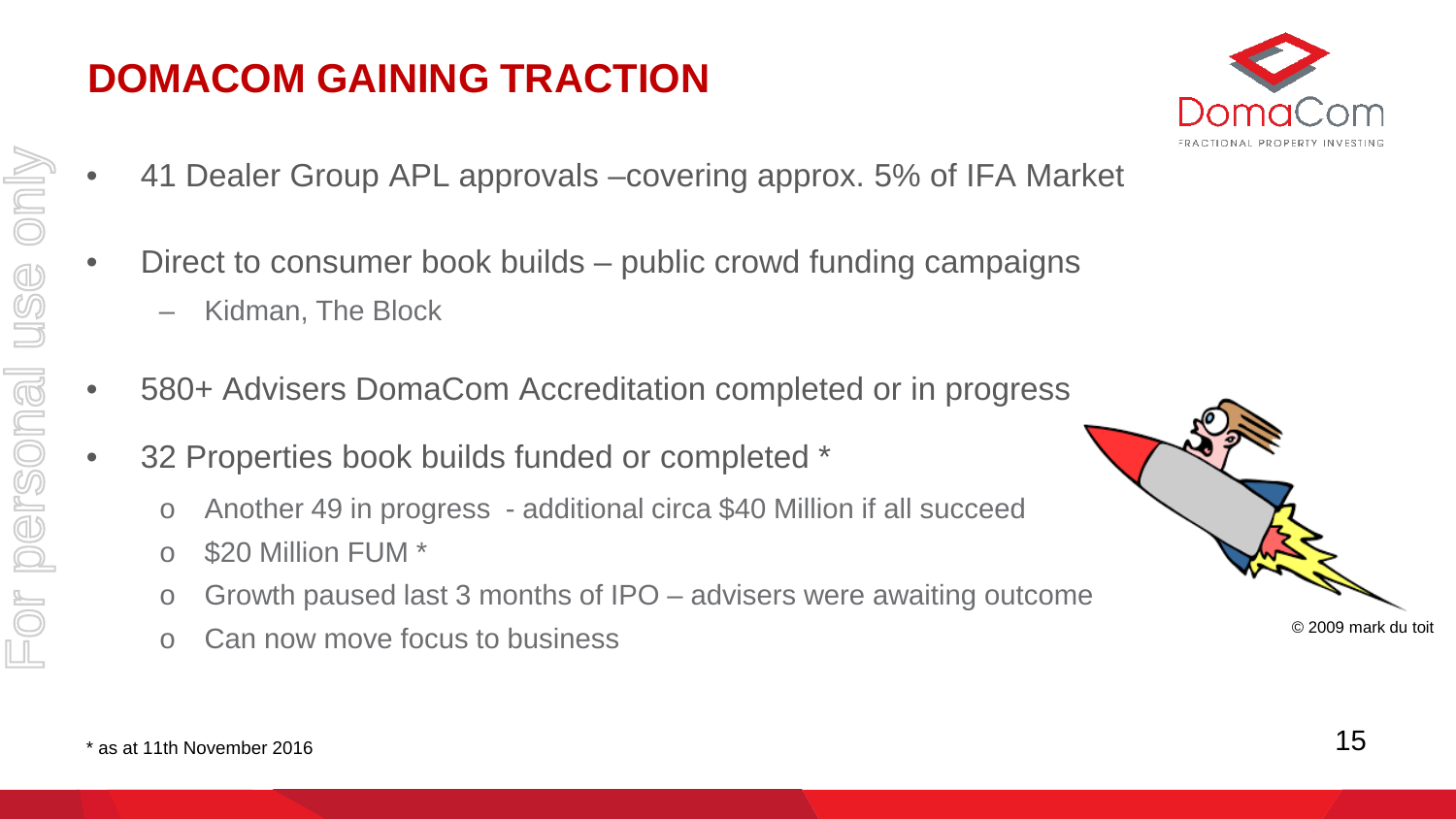# DOMACOM GAINING TRACTION

- 41 Dealer Group APL approvals –covering approx. 5% of IFA Market
- Direct to consumer book builds – public crowd funding campaigns
  - Kidman, The Block
- 580+ Advisers DomaCom Accreditation completed or in progress
- 32 Properties book builds funded or completed *
  - Another 49 in progress - additional circa $40 Million if all succeed
  - $20 Million FUM *
  - Growth paused last 3 months of IPO – advisers were awaiting outcome
  - Can now move focus to business

© 2009 mark du toit

* as at 11th November 2016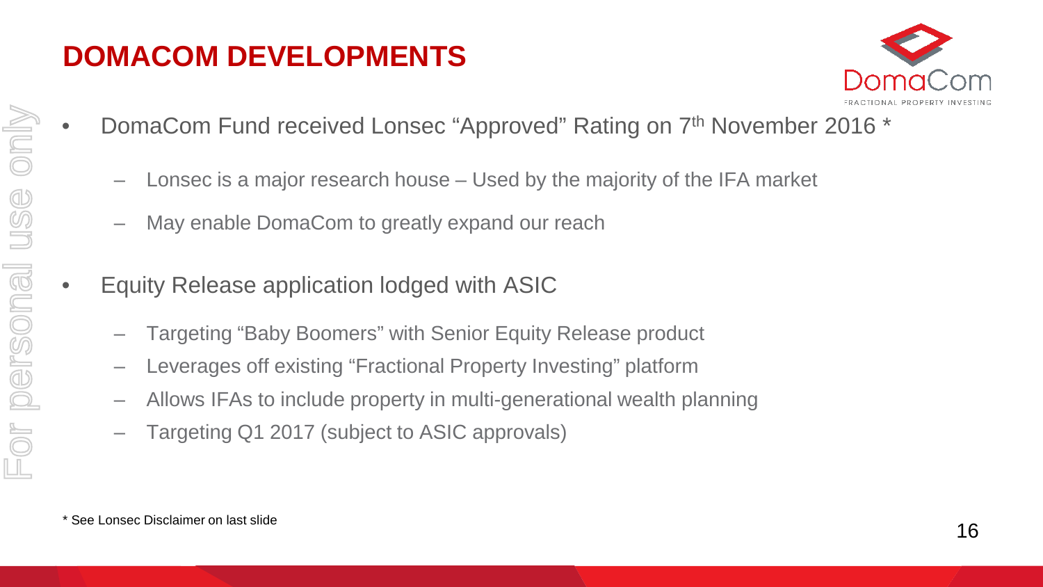# DOMACOM DEVELOPMENTS

- DomaCom Fund received Lonsec "Approved" Rating on 7th November 2016 *
  - Lonsec is a major research house – Used by the majority of the IFA market
  - May enable DomaCom to greatly expand our reach
- Equity Release application lodged with ASIC
  - Targeting "Baby Boomers" with Senior Equity Release product
  - Leverages off existing "Fractional Property Investing" platform
  - Allows IFAs to include property in multi-generational wealth planning
  - Targeting Q1 2017 (subject to ASIC approvals)

* See Lonsec Disclaimer on last slide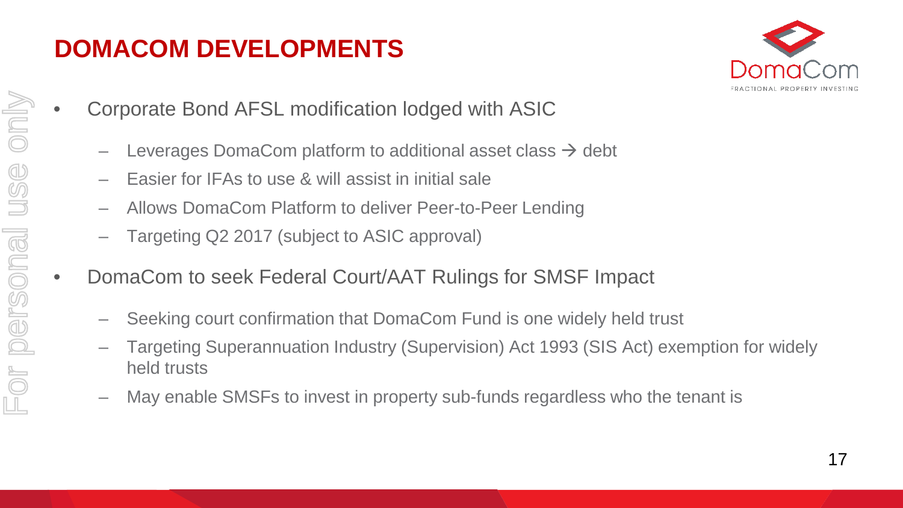# DOMACOM DEVELOPMENTS

- Corporate Bond AFSL modification lodged with ASIC
  - Leverages DomaCom platform to additional asset class → debt
  - Easier for IFAs to use & will assist in initial sale
  - Allows DomaCom Platform to deliver Peer-to-Peer Lending
  - Targeting Q2 2017 (subject to ASIC approval)
- DomaCom to seek Federal Court/AAT Rulings for SMSF Impact
  - Seeking court confirmation that DomaCom Fund is one widely held trust
  - Targeting Superannuation Industry (Supervision) Act 1993 (SIS Act) exemption for widely held trusts
  - May enable SMSFs to invest in property sub-funds regardless who the tenant is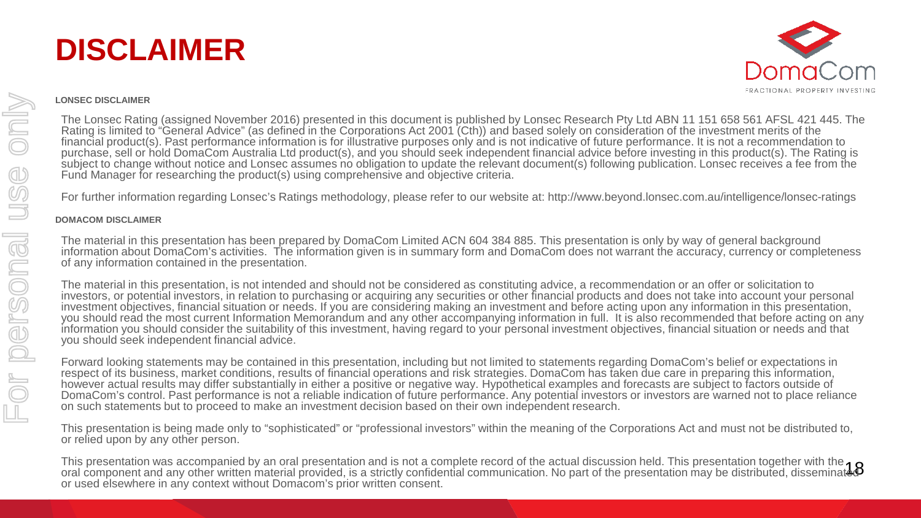# DISCLAIMER

### LONSEC DISCLAIMER

The Lonsec Rating (assigned November 2016) presented in this document is published by Lonsec Research Pty Ltd ABN 11 151 658 561 AFSL 421 445. The Rating is limited to "General Advice" (as defined in the Corporations Act 2001 (Cth)) and based solely on consideration of the investment merits of the financial product(s). Past performance information is for illustrative purposes only and is not indicative of future performance. It is not a recommendation to purchase, sell or hold DomaCom Australia Ltd product(s), and you should seek independent financial advice before investing in this product(s). The Rating is subject to change without notice and Lonsec assumes no obligation to update the relevant document(s) following publication. Lonsec receives a fee from the Fund Manager for researching the product(s) using comprehensive and objective criteria.

For further information regarding Lonsec's Ratings methodology, please refer to our website at: http://www.beyond.lonsec.com.au/intelligence/lonsec-ratings

### DOMACOM DISCLAIMER

The material in this presentation has been prepared by DomaCom Limited ACN 604 384 885. This presentation is only by way of general background information about DomaCom's activities. The information given is in summary form and DomaCom does not warrant the accuracy, currency or completeness of any information contained in the presentation.

The material in this presentation, is not intended and should not be considered as constituting advice, a recommendation or an offer or solicitation to investors, or potential investors, in relation to purchasing or acquiring any securities or other financial products and does not take into account your personal investment objectives, financial situation or needs. If you are considering making an investment and before acting upon any information in this presentation, you should read the most current Information Memorandum and any other accompanying information in full. It is also recommended that before acting on any information you should consider the suitability of this investment, having regard to your personal investment objectives, financial situation or needs and that you should seek independent financial advice.

Forward looking statements may be contained in this presentation, including but not limited to statements regarding DomaCom's belief or expectations in respect of its business, market conditions, results of financial operations and risk strategies. DomaCom has taken due care in preparing this information, however actual results may differ substantially in either a positive or negative way. Hypothetical examples and forecasts are subject to factors outside of DomaCom's control. Past performance is not a reliable indication of future performance. Any potential investors or investors are warned not to place reliance on such statements but to proceed to make an investment decision based on their own independent research.

This presentation is being made only to "sophisticated" or "professional investors" within the meaning of the Corporations Act and must not be distributed to, or relied upon by any other person.

This presentation was accompanied by an oral presentation and is not a complete record of the actual discussion held. This presentation together with the oral component and any other written material provided, is a strictly confidential communication. No part of the presentation may be distributed, disseminated or used elsewhere in any context without Domacom's prior written consent.